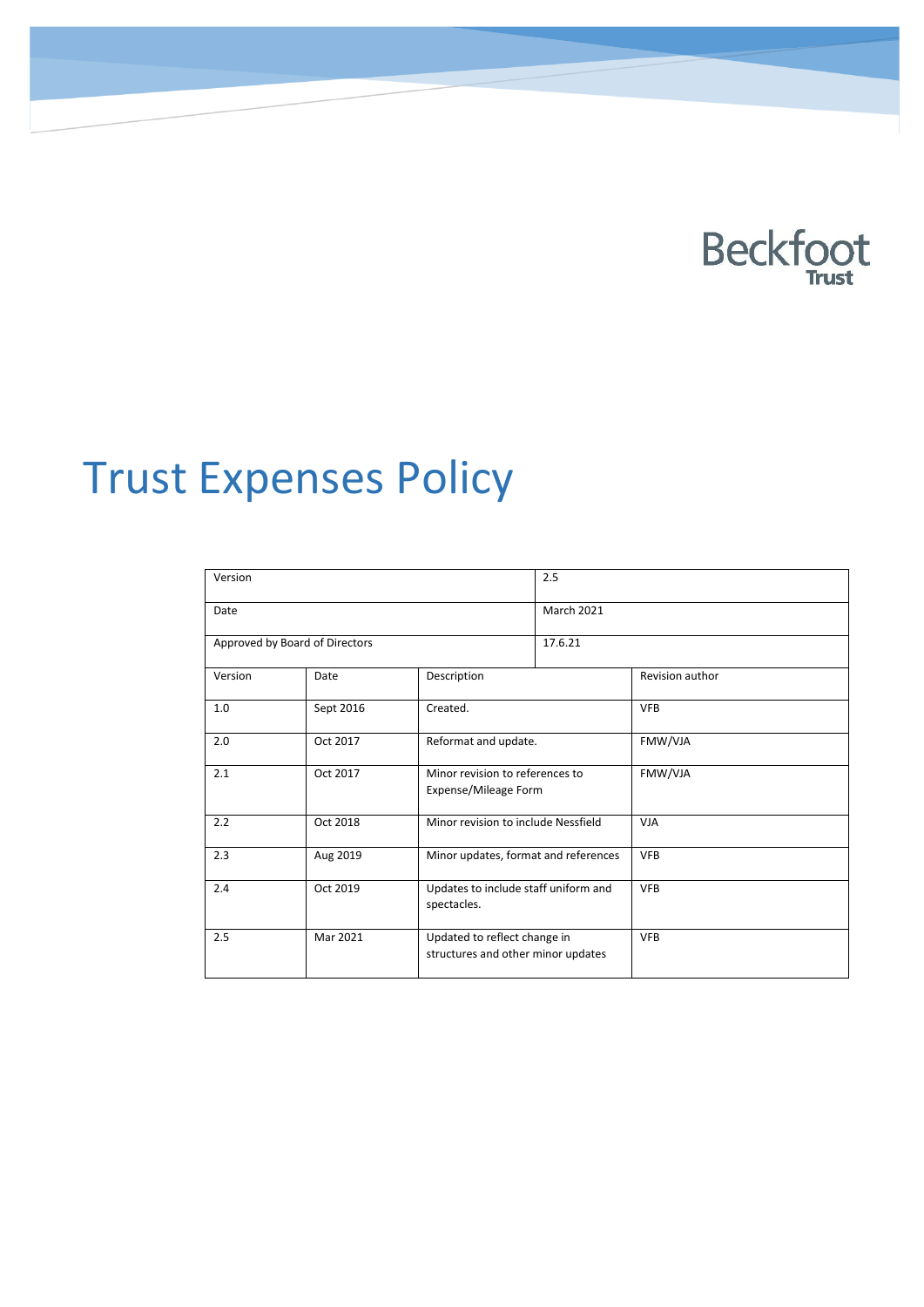Beckfoot Trust

# Trust Expenses Policy

| Version | | | 2.5 | |
|---|---|---|---|---|
| Date | | | March 2021 | |
| Approved by Board of Directors | | | 17.6.21 | |
| Version | Date | Description | | Revision author |
| 1.0 | Sept 2016 | Created. | | VFB |
| 2.0 | Oct 2017 | Reformat and update. | | FMW/VJA |
| 2.1 | Oct 2017 | Minor revision to references to Expense/Mileage Form | | FMW/VJA |
| 2.2 | Oct 2018 | Minor revision to include Nessfield | | VJA |
| 2.3 | Aug 2019 | Minor updates, format and references | | VFB |
| 2.4 | Oct 2019 | Updates to include staff uniform and spectacles. | | VFB |
| 2.5 | Mar 2021 | Updated to reflect change in structures and other minor updates | | VFB |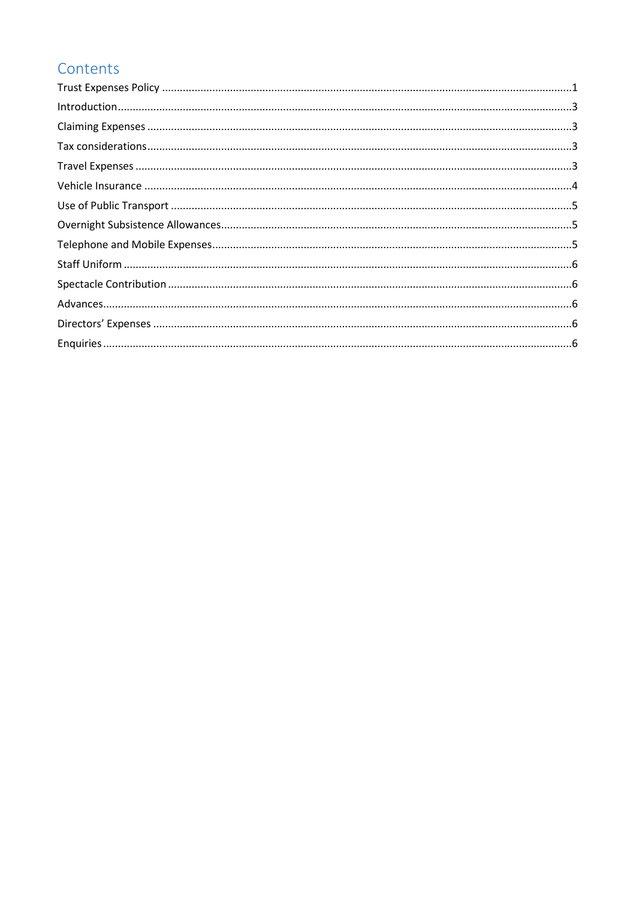# Contents

Trust Expenses Policy ........................................................................................................................................1

Introduction........................................................................................................................................................3

Claiming Expenses .............................................................................................................................................3

Tax considerations.............................................................................................................................................3

Travel Expenses .................................................................................................................................................3

Vehicle Insurance ..............................................................................................................................................4

Use of Public Transport .....................................................................................................................................5

Overnight Subsistence Allowances.....................................................................................................................5

Telephone and Mobile Expenses........................................................................................................................5

Staff Uniform .....................................................................................................................................................6

Spectacle Contribution ......................................................................................................................................6

Advances............................................................................................................................................................6

Directors' Expenses ...........................................................................................................................................6

Enquiries............................................................................................................................................................6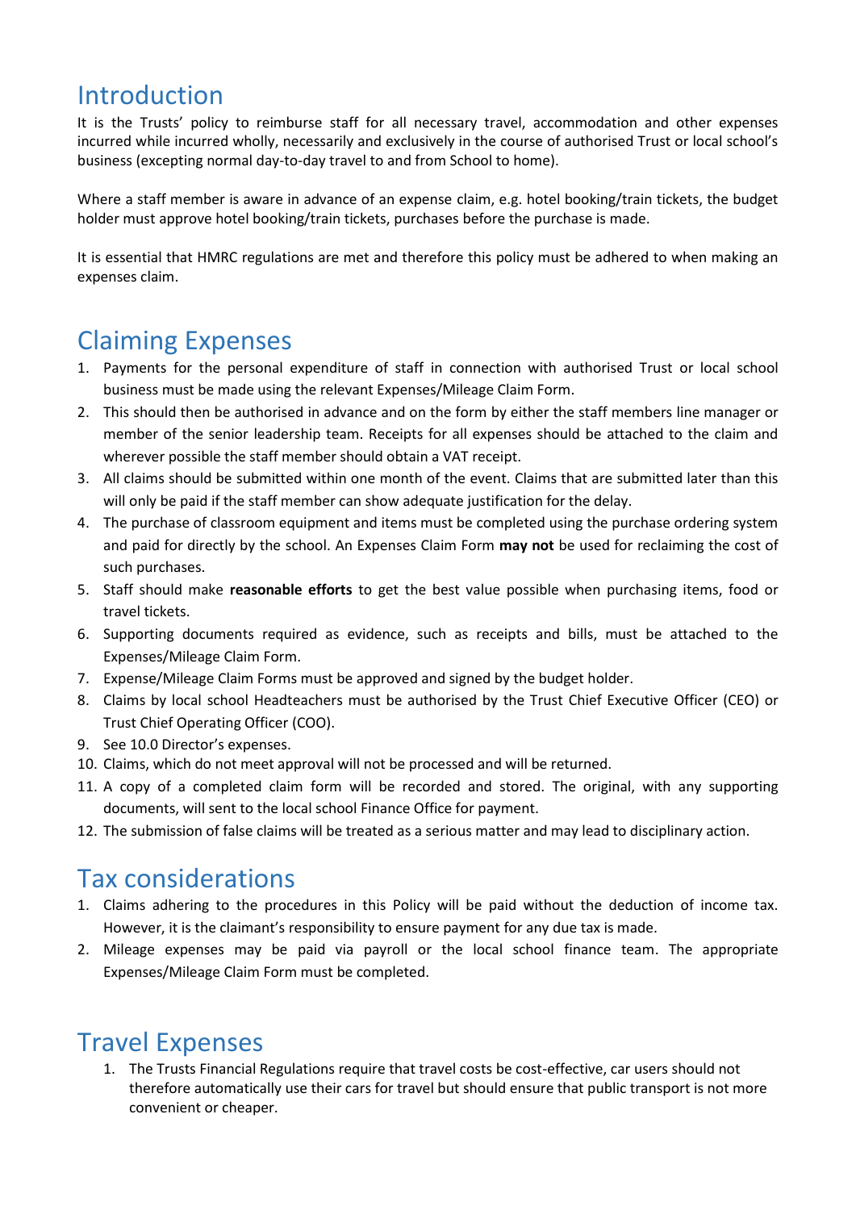## Introduction

It is the Trusts' policy to reimburse staff for all necessary travel, accommodation and other expenses incurred while incurred wholly, necessarily and exclusively in the course of authorised Trust or local school's business (excepting normal day-to-day travel to and from School to home).

Where a staff member is aware in advance of an expense claim, e.g. hotel booking/train tickets, the budget holder must approve hotel booking/train tickets, purchases before the purchase is made.

It is essential that HMRC regulations are met and therefore this policy must be adhered to when making an expenses claim.

## Claiming Expenses

1. Payments for the personal expenditure of staff in connection with authorised Trust or local school business must be made using the relevant Expenses/Mileage Claim Form.
2. This should then be authorised in advance and on the form by either the staff members line manager or member of the senior leadership team. Receipts for all expenses should be attached to the claim and wherever possible the staff member should obtain a VAT receipt.
3. All claims should be submitted within one month of the event. Claims that are submitted later than this will only be paid if the staff member can show adequate justification for the delay.
4. The purchase of classroom equipment and items must be completed using the purchase ordering system and paid for directly by the school. An Expenses Claim Form **may not** be used for reclaiming the cost of such purchases.
5. Staff should make **reasonable efforts** to get the best value possible when purchasing items, food or travel tickets.
6. Supporting documents required as evidence, such as receipts and bills, must be attached to the Expenses/Mileage Claim Form.
7. Expense/Mileage Claim Forms must be approved and signed by the budget holder.
8. Claims by local school Headteachers must be authorised by the Trust Chief Executive Officer (CEO) or Trust Chief Operating Officer (COO).
9. See 10.0 Director's expenses.
10. Claims, which do not meet approval will not be processed and will be returned.
11. A copy of a completed claim form will be recorded and stored. The original, with any supporting documents, will sent to the local school Finance Office for payment.
12. The submission of false claims will be treated as a serious matter and may lead to disciplinary action.

## Tax considerations

1. Claims adhering to the procedures in this Policy will be paid without the deduction of income tax. However, it is the claimant's responsibility to ensure payment for any due tax is made.
2. Mileage expenses may be paid via payroll or the local school finance team. The appropriate Expenses/Mileage Claim Form must be completed.

## Travel Expenses

1. The Trusts Financial Regulations require that travel costs be cost-effective, car users should not therefore automatically use their cars for travel but should ensure that public transport is not more convenient or cheaper.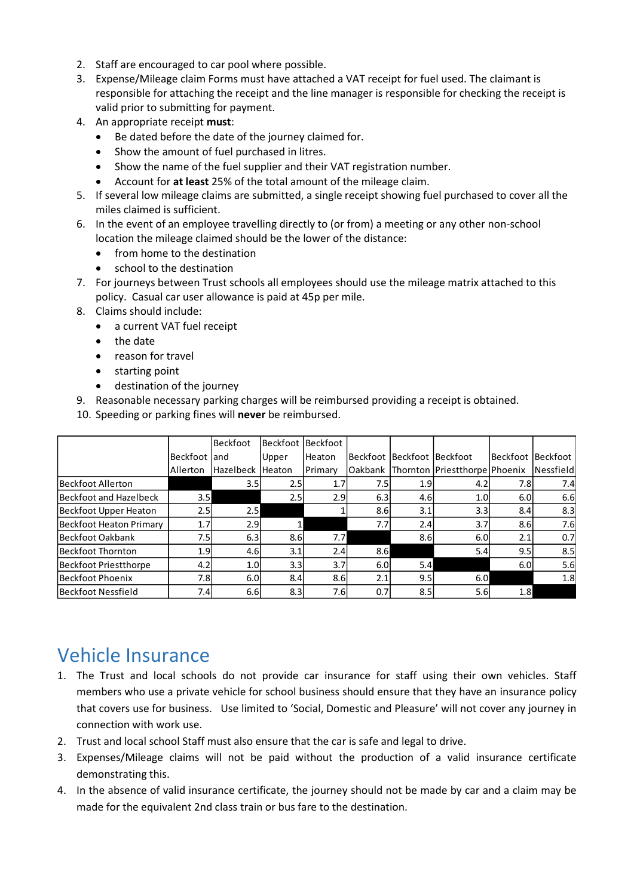2. Staff are encouraged to car pool where possible.
3. Expense/Mileage claim Forms must have attached a VAT receipt for fuel used. The claimant is responsible for attaching the receipt and the line manager is responsible for checking the receipt is valid prior to submitting for payment.
4. An appropriate receipt **must**:
   - Be dated before the date of the journey claimed for.
   - Show the amount of fuel purchased in litres.
   - Show the name of the fuel supplier and their VAT registration number.
   - Account for **at least** 25% of the total amount of the mileage claim.
5. If several low mileage claims are submitted, a single receipt showing fuel purchased to cover all the miles claimed is sufficient.
6. In the event of an employee travelling directly to (or from) a meeting or any other non-school location the mileage claimed should be the lower of the distance:
   - from home to the destination
   - school to the destination
7. For journeys between Trust schools all employees should use the mileage matrix attached to this policy. Casual car user allowance is paid at 45p per mile.
8. Claims should include:
   - a current VAT fuel receipt
   - the date
   - reason for travel
   - starting point
   - destination of the journey
9. Reasonable necessary parking charges will be reimbursed providing a receipt is obtained.
10. Speeding or parking fines will **never** be reimbursed.

| | Beckfoot Allerton | Beckfoot and Hazelbeck | Beckfoot Upper Heaton | Beckfoot Heaton Primary | Beckfoot Oakbank | Beckfoot Thornton | Beckfoot Priestthorpe | Beckfoot Phoenix | Beckfoot Nessfield |
|---|---|---|---|---|---|---|---|---|---|
| Beckfoot Allerton | | 3.5 | 2.5 | 1.7 | 7.5 | 1.9 | 4.2 | 7.8 | 7.4 |
| Beckfoot and Hazelbeck | 3.5 | | 2.5 | 2.9 | 6.3 | 4.6 | 1.0 | 6.0 | 6.6 |
| Beckfoot Upper Heaton | 2.5 | 2.5 | | 1 | 8.6 | 3.1 | 3.3 | 8.4 | 8.3 |
| Beckfoot Heaton Primary | 1.7 | 2.9 | 1 | | 7.7 | 2.4 | 3.7 | 8.6 | 7.6 |
| Beckfoot Oakbank | 7.5 | 6.3 | 8.6 | 7.7 | | 8.6 | 6.0 | 2.1 | 0.7 |
| Beckfoot Thornton | 1.9 | 4.6 | 3.1 | 2.4 | 8.6 | | 5.4 | 9.5 | 8.5 |
| Beckfoot Priestthorpe | 4.2 | 1.0 | 3.3 | 3.7 | 6.0 | 5.4 | | 6.0 | 5.6 |
| Beckfoot Phoenix | 7.8 | 6.0 | 8.4 | 8.6 | 2.1 | 9.5 | 6.0 | | 1.8 |
| Beckfoot Nessfield | 7.4 | 6.6 | 8.3 | 7.6 | 0.7 | 8.5 | 5.6 | 1.8 | |

# Vehicle Insurance

1. The Trust and local schools do not provide car insurance for staff using their own vehicles. Staff members who use a private vehicle for school business should ensure that they have an insurance policy that covers use for business. Use limited to 'Social, Domestic and Pleasure' will not cover any journey in connection with work use.
2. Trust and local school Staff must also ensure that the car is safe and legal to drive.
3. Expenses/Mileage claims will not be paid without the production of a valid insurance certificate demonstrating this.
4. In the absence of valid insurance certificate, the journey should not be made by car and a claim may be made for the equivalent 2nd class train or bus fare to the destination.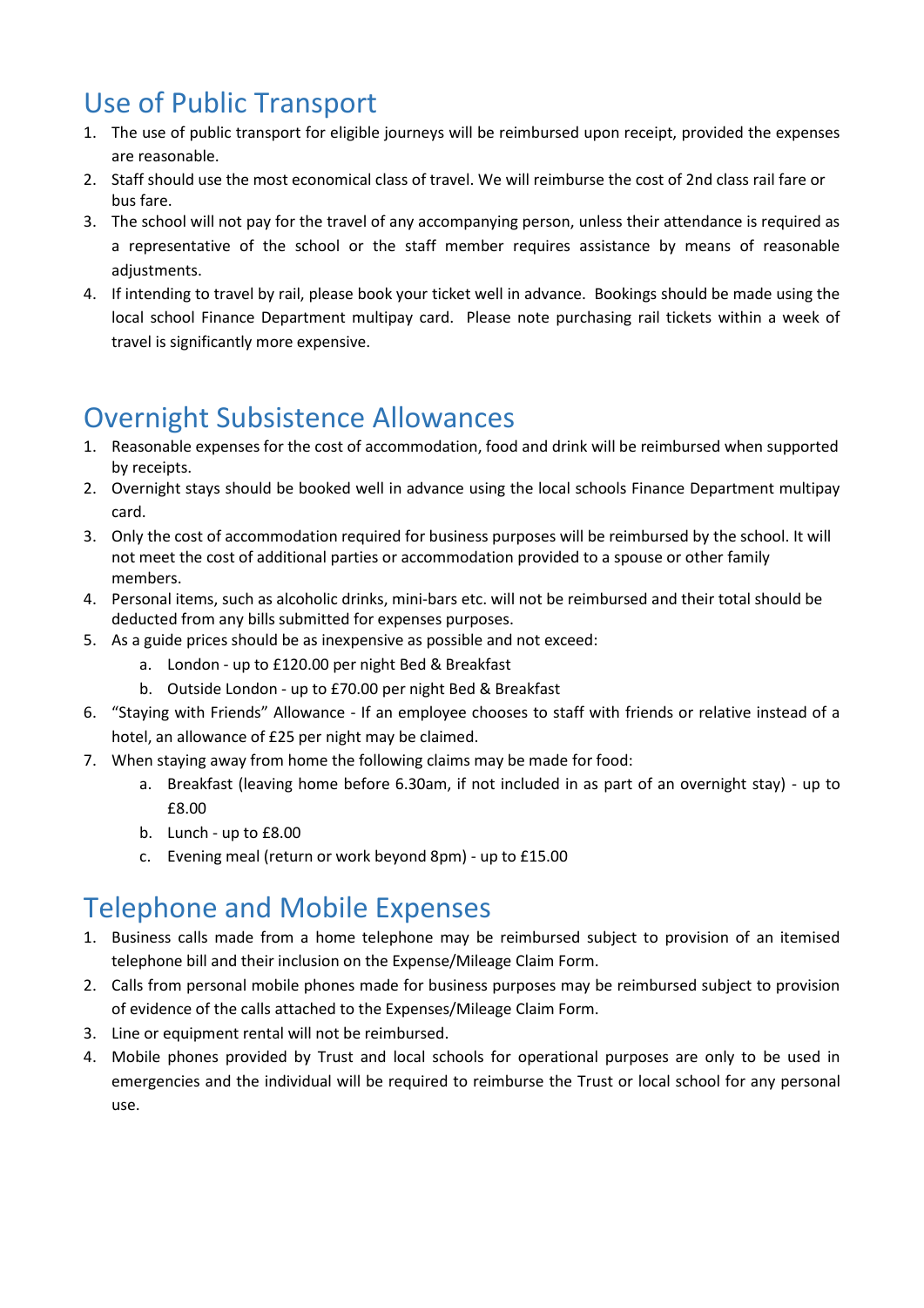## Use of Public Transport

1. The use of public transport for eligible journeys will be reimbursed upon receipt, provided the expenses are reasonable.
2. Staff should use the most economical class of travel. We will reimburse the cost of 2nd class rail fare or bus fare.
3. The school will not pay for the travel of any accompanying person, unless their attendance is required as a representative of the school or the staff member requires assistance by means of reasonable adjustments.
4. If intending to travel by rail, please book your ticket well in advance. Bookings should be made using the local school Finance Department multipay card. Please note purchasing rail tickets within a week of travel is significantly more expensive.

## Overnight Subsistence Allowances

1. Reasonable expenses for the cost of accommodation, food and drink will be reimbursed when supported by receipts.
2. Overnight stays should be booked well in advance using the local schools Finance Department multipay card.
3. Only the cost of accommodation required for business purposes will be reimbursed by the school. It will not meet the cost of additional parties or accommodation provided to a spouse or other family members.
4. Personal items, such as alcoholic drinks, mini-bars etc. will not be reimbursed and their total should be deducted from any bills submitted for expenses purposes.
5. As a guide prices should be as inexpensive as possible and not exceed:
    a. London - up to £120.00 per night Bed & Breakfast
    b. Outside London - up to £70.00 per night Bed & Breakfast
6. "Staying with Friends" Allowance - If an employee chooses to staff with friends or relative instead of a hotel, an allowance of £25 per night may be claimed.
7. When staying away from home the following claims may be made for food:
    a. Breakfast (leaving home before 6.30am, if not included in as part of an overnight stay) - up to £8.00
    b. Lunch - up to £8.00
    c. Evening meal (return or work beyond 8pm) - up to £15.00

## Telephone and Mobile Expenses

1. Business calls made from a home telephone may be reimbursed subject to provision of an itemised telephone bill and their inclusion on the Expense/Mileage Claim Form.
2. Calls from personal mobile phones made for business purposes may be reimbursed subject to provision of evidence of the calls attached to the Expenses/Mileage Claim Form.
3. Line or equipment rental will not be reimbursed.
4. Mobile phones provided by Trust and local schools for operational purposes are only to be used in emergencies and the individual will be required to reimburse the Trust or local school for any personal use.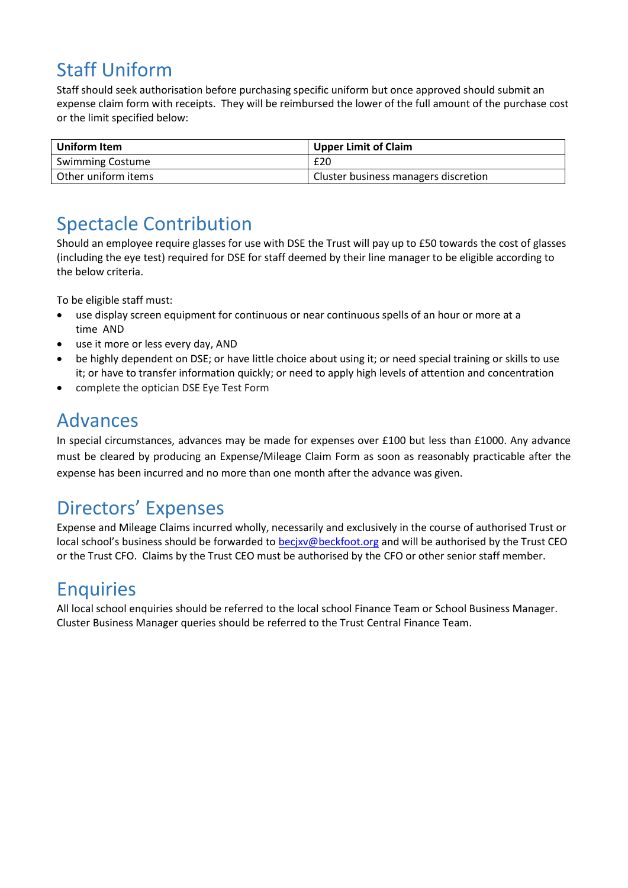## Staff Uniform

Staff should seek authorisation before purchasing specific uniform but once approved should submit an expense claim form with receipts. They will be reimbursed the lower of the full amount of the purchase cost or the limit specified below:

| Uniform Item | Upper Limit of Claim |
|---|---|
| Swimming Costume | £20 |
| Other uniform items | Cluster business managers discretion |

## Spectacle Contribution

Should an employee require glasses for use with DSE the Trust will pay up to £50 towards the cost of glasses (including the eye test) required for DSE for staff deemed by their line manager to be eligible according to the below criteria.

To be eligible staff must:

- use display screen equipment for continuous or near continuous spells of an hour or more at a time AND
- use it more or less every day, AND
- be highly dependent on DSE; or have little choice about using it; or need special training or skills to use it; or have to transfer information quickly; or need to apply high levels of attention and concentration
- complete the optician DSE Eye Test Form

## Advances

In special circumstances, advances may be made for expenses over £100 but less than £1000. Any advance must be cleared by producing an Expense/Mileage Claim Form as soon as reasonably practicable after the expense has been incurred and no more than one month after the advance was given.

## Directors' Expenses

Expense and Mileage Claims incurred wholly, necessarily and exclusively in the course of authorised Trust or local school's business should be forwarded to becjxv@beckfoot.org and will be authorised by the Trust CEO or the Trust CFO. Claims by the Trust CEO must be authorised by the CFO or other senior staff member.

## Enquiries

All local school enquiries should be referred to the local school Finance Team or School Business Manager. Cluster Business Manager queries should be referred to the Trust Central Finance Team.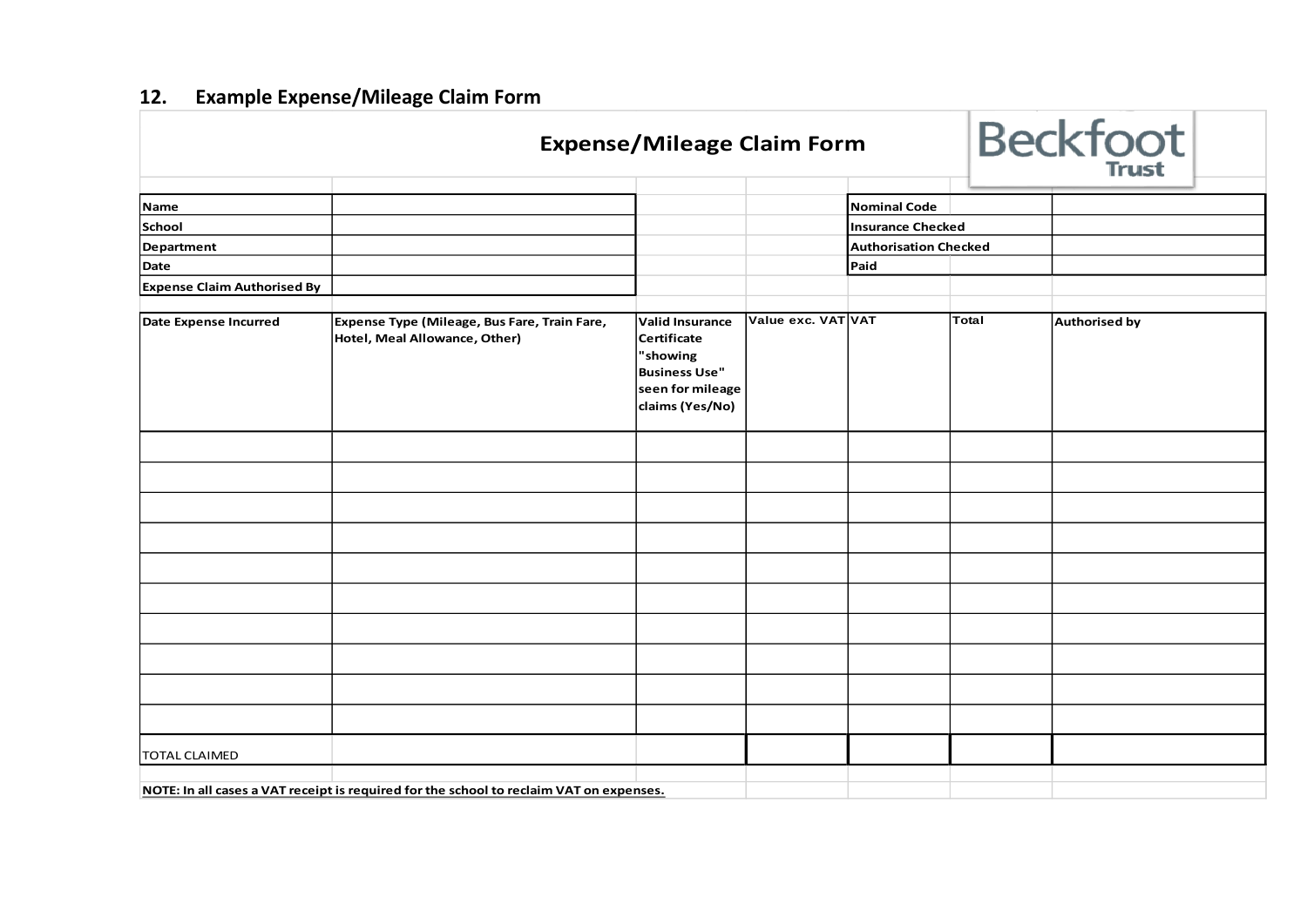## 12. Example Expense/Mileage Claim Form

### Expense/Mileage Claim Form

Beckfoot Trust

| | |
|---|---|
| Name | |
| School | |
| Department | |
| Date | |
| Expense Claim Authorised By | |

| | |
|---|---|
| Nominal Code | |
| Insurance Checked | |
| Authorisation Checked | |
| Paid | |

| Date Expense Incurred | Expense Type (Mileage, Bus Fare, Train Fare, Hotel, Meal Allowance, Other) | Valid Insurance Certificate "showing Business Use" seen for mileage claims (Yes/No) | Value exc. VAT | VAT | Total | Authorised by |
|---|---|---|---|---|---|---|
| | | | | | | |
| | | | | | | |
| | | | | | | |
| | | | | | | |
| | | | | | | |
| | | | | | | |
| | | | | | | |
| | | | | | | |
| | | | | | | |
| | | | | | | |
| TOTAL CLAIMED | | | | | | |

**NOTE: In all cases a VAT receipt is required for the school to reclaim VAT on expenses.**